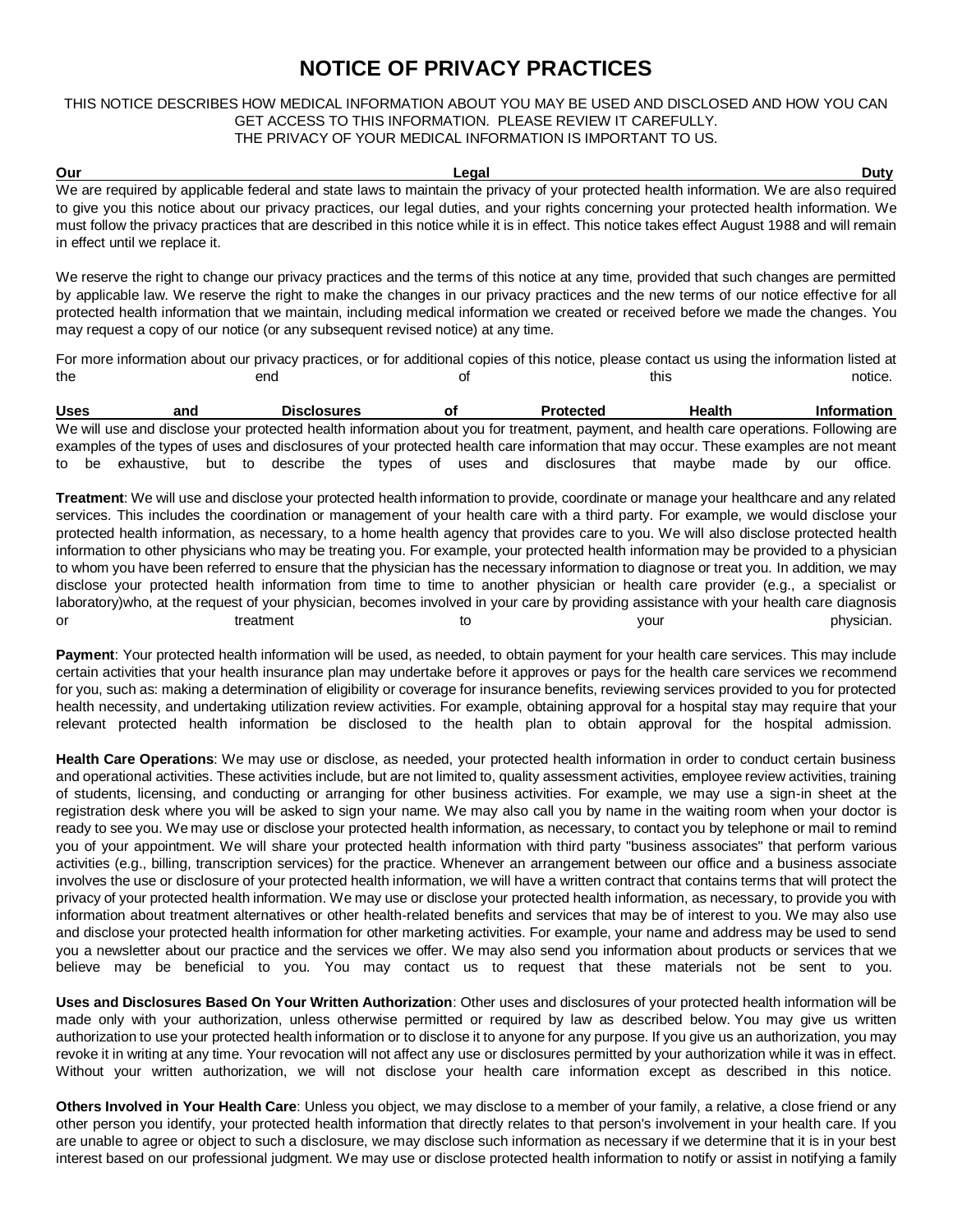// Transcription failed to generate.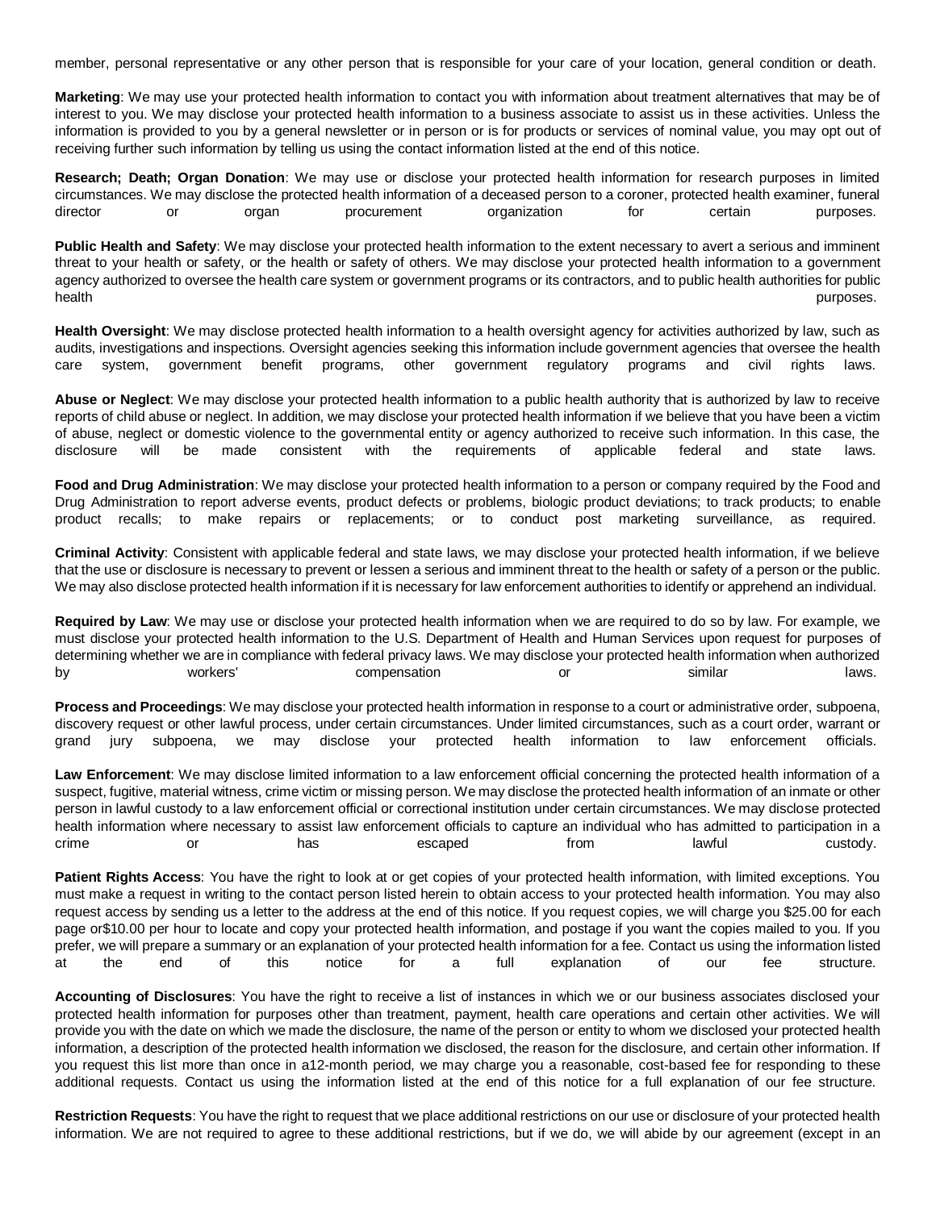member, personal representative or any other person that is responsible for your care of your location, general condition or death.

**Marketing**: We may use your protected health information to contact you with information about treatment alternatives that may be of interest to you. We may disclose your protected health information to a business associate to assist us in these activities. Unless the information is provided to you by a general newsletter or in person or is for products or services of nominal value, you may opt out of receiving further such information by telling us using the contact information listed at the end of this notice.

**Research; Death; Organ Donation**: We may use or disclose your protected health information for research purposes in limited circumstances. We may disclose the protected health information of a deceased person to a coroner, protected health examiner, funeral director or organ procurement organization for certain purposes.

**Public Health and Safety**: We may disclose your protected health information to the extent necessary to avert a serious and imminent threat to your health or safety, or the health or safety of others. We may disclose your protected health information to a government agency authorized to oversee the health care system or government programs or its contractors, and to public health authorities for public health purposes.

**Health Oversight**: We may disclose protected health information to a health oversight agency for activities authorized by law, such as audits, investigations and inspections. Oversight agencies seeking this information include government agencies that oversee the health care system, government benefit programs, other government regulatory programs and civil rights laws.

**Abuse or Neglect**: We may disclose your protected health information to a public health authority that is authorized by law to receive reports of child abuse or neglect. In addition, we may disclose your protected health information if we believe that you have been a victim of abuse, neglect or domestic violence to the governmental entity or agency authorized to receive such information. In this case, the disclosure will be made consistent with the requirements of applicable federal and state laws.

**Food and Drug Administration**: We may disclose your protected health information to a person or company required by the Food and Drug Administration to report adverse events, product defects or problems, biologic product deviations; to track products; to enable product recalls; to make repairs or replacements; or to conduct post marketing surveillance, as required.

**Criminal Activity**: Consistent with applicable federal and state laws, we may disclose your protected health information, if we believe that the use or disclosure is necessary to prevent or lessen a serious and imminent threat to the health or safety of a person or the public. We may also disclose protected health information if it is necessary for law enforcement authorities to identify or apprehend an individual.

**Required by Law**: We may use or disclose your protected health information when we are required to do so by law. For example, we must disclose your protected health information to the U.S. Department of Health and Human Services upon request for purposes of determining whether we are in compliance with federal privacy laws. We may disclose your protected health information when authorized by workers' compensation or similar laws.

**Process and Proceedings**: We may disclose your protected health information in response to a court or administrative order, subpoena, discovery request or other lawful process, under certain circumstances. Under limited circumstances, such as a court order, warrant or grand jury subpoena, we may disclose your protected health information to law enforcement officials.

**Law Enforcement**: We may disclose limited information to a law enforcement official concerning the protected health information of a suspect, fugitive, material witness, crime victim or missing person. We may disclose the protected health information of an inmate or other person in lawful custody to a law enforcement official or correctional institution under certain circumstances. We may disclose protected health information where necessary to assist law enforcement officials to capture an individual who has admitted to participation in a crime or has escaped from lawful custody.

**Patient Rights Access**: You have the right to look at or get copies of your protected health information, with limited exceptions. You must make a request in writing to the contact person listed herein to obtain access to your protected health information. You may also request access by sending us a letter to the address at the end of this notice. If you request copies, we will charge you $25.00 for each page or$10.00 per hour to locate and copy your protected health information, and postage if you want the copies mailed to you. If you prefer, we will prepare a summary or an explanation of your protected health information for a fee. Contact us using the information listed at the end of this notice for a full explanation of our fee structure.

**Accounting of Disclosures**: You have the right to receive a list of instances in which we or our business associates disclosed your protected health information for purposes other than treatment, payment, health care operations and certain other activities. We will provide you with the date on which we made the disclosure, the name of the person or entity to whom we disclosed your protected health information, a description of the protected health information we disclosed, the reason for the disclosure, and certain other information. If you request this list more than once in a12-month period, we may charge you a reasonable, cost-based fee for responding to these additional requests. Contact us using the information listed at the end of this notice for a full explanation of our fee structure.

**Restriction Requests**: You have the right to request that we place additional restrictions on our use or disclosure of your protected health information. We are not required to agree to these additional restrictions, but if we do, we will abide by our agreement (except in an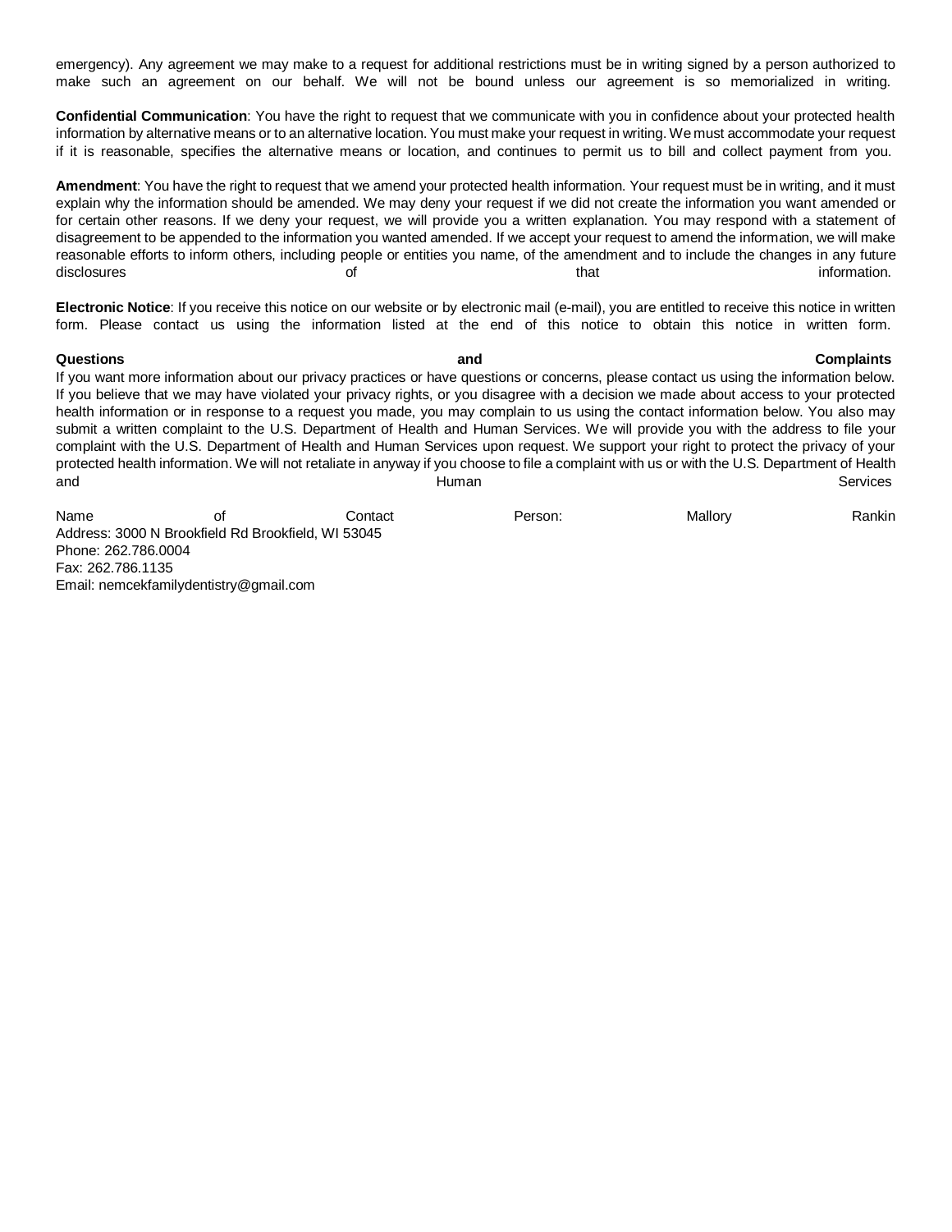emergency). Any agreement we may make to a request for additional restrictions must be in writing signed by a person authorized to make such an agreement on our behalf. We will not be bound unless our agreement is so memorialized in writing.

**Confidential Communication**: You have the right to request that we communicate with you in confidence about your protected health information by alternative means or to an alternative location. You must make your request in writing. We must accommodate your request if it is reasonable, specifies the alternative means or location, and continues to permit us to bill and collect payment from you.

**Amendment**: You have the right to request that we amend your protected health information. Your request must be in writing, and it must explain why the information should be amended. We may deny your request if we did not create the information you want amended or for certain other reasons. If we deny your request, we will provide you a written explanation. You may respond with a statement of disagreement to be appended to the information you wanted amended. If we accept your request to amend the information, we will make reasonable efforts to inform others, including people or entities you name, of the amendment and to include the changes in any future disclosures of that information.

**Electronic Notice**: If you receive this notice on our website or by electronic mail (e-mail), you are entitled to receive this notice in written form. Please contact us using the information listed at the end of this notice to obtain this notice in written form.

**Questions and Complaints**

If you want more information about our privacy practices or have questions or concerns, please contact us using the information below. If you believe that we may have violated your privacy rights, or you disagree with a decision we made about access to your protected health information or in response to a request you made, you may complain to us using the contact information below. You also may submit a written complaint to the U.S. Department of Health and Human Services. We will provide you with the address to file your complaint with the U.S. Department of Health and Human Services upon request. We support your right to protect the privacy of your protected health information. We will not retaliate in anyway if you choose to file a complaint with us or with the U.S. Department of Health and Human Services

Name of Contact Person: Mallory Rankin
Address: 3000 N Brookfield Rd Brookfield, WI 53045
Phone: 262.786.0004
Fax: 262.786.1135
Email: nemcekfamilydentistry@gmail.com